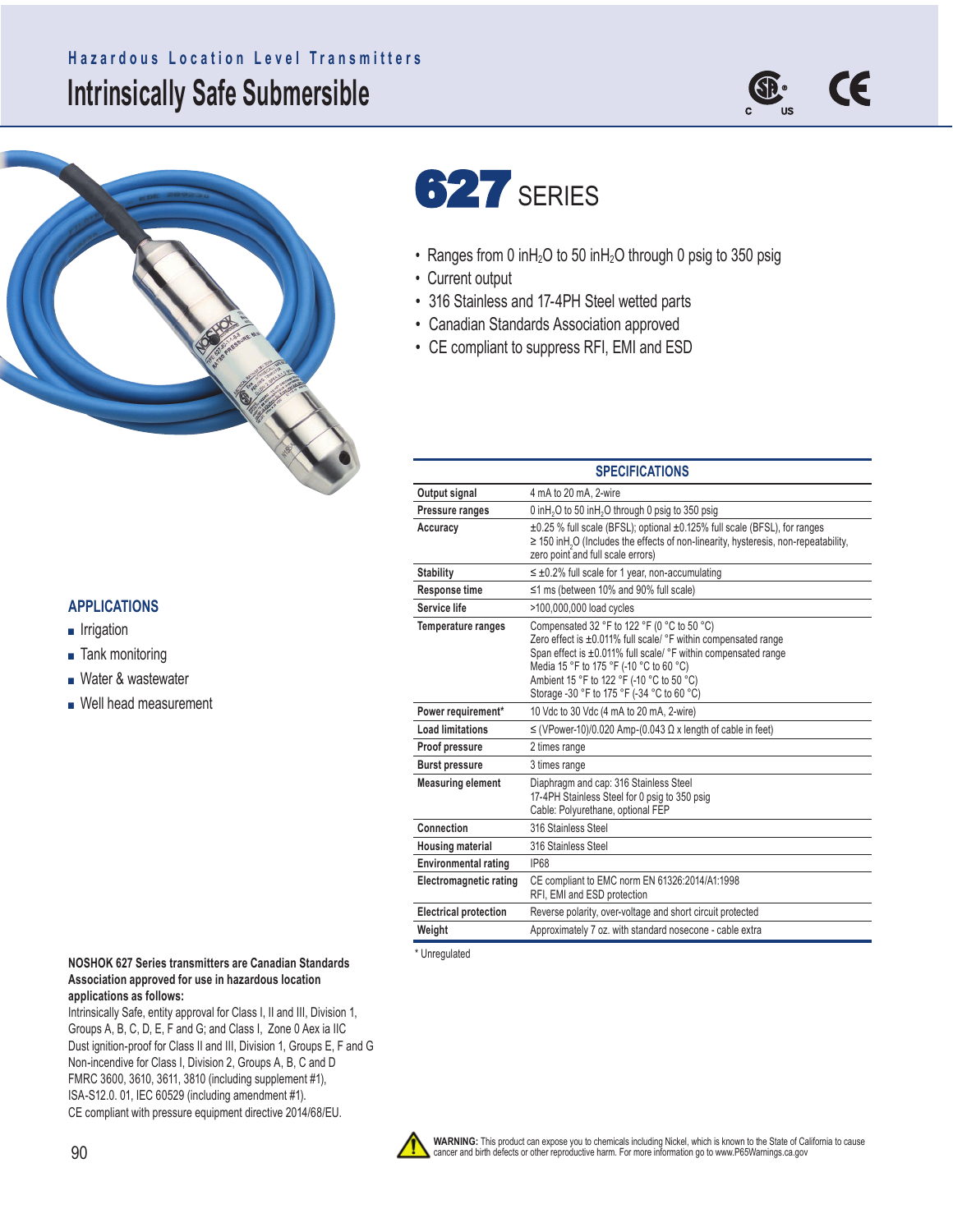Hazardous Location Level Transmitters

# Intrinsically Safe Submersible

# 627 SERIES

- Ranges from 0 in$H_2O$ to 50 in$H_2O$ through 0 psig to 350 psig
- Current output
- 316 Stainless and 17-4PH Steel wetted parts
- Canadian Standards Association approved
- CE compliant to suppress RFI, EMI and ESD

## APPLICATIONS

- Irrigation
- Tank monitoring
- Water & wastewater
- Well head measurement

## SPECIFICATIONS

| | |
|---|---|
| **Output signal** | 4 mA to 20 mA, 2-wire |
| **Pressure ranges** | 0 in$H_2O$ to 50 in$H_2O$ through 0 psig to 350 psig |
| **Accuracy** | ±0.25 % full scale (BFSL); optional ±0.125% full scale (BFSL), for ranges ≥ 150 in$H_2O$ (Includes the effects of non-linearity, hysteresis, non-repeatability, zero point and full scale errors) |
| **Stability** | ≤ ±0.2% full scale for 1 year, non-accumulating |
| **Response time** | ≤1 ms (between 10% and 90% full scale) |
| **Service life** | >100,000,000 load cycles |
| **Temperature ranges** | Compensated 32 °F to 122 °F (0 °C to 50 °C)<br>Zero effect is ±0.011% full scale/ °F within compensated range<br>Span effect is ±0.011% full scale/ °F within compensated range<br>Media 15 °F to 175 °F (-10 °C to 60 °C)<br>Ambient 15 °F to 122 °F (-10 °C to 50 °C)<br>Storage -30 °F to 175 °F (-34 °C to 60 °C) |
| **Power requirement*** | 10 Vdc to 30 Vdc (4 mA to 20 mA, 2-wire) |
| **Load limitations** | ≤ (VPower-10)/0.020 Amp-(0.043 Ω x length of cable in feet) |
| **Proof pressure** | 2 times range |
| **Burst pressure** | 3 times range |
| **Measuring element** | Diaphragm and cap: 316 Stainless Steel<br>17-4PH Stainless Steel for 0 psig to 350 psig<br>Cable: Polyurethane, optional FEP |
| **Connection** | 316 Stainless Steel |
| **Housing material** | 316 Stainless Steel |
| **Environmental rating** | IP68 |
| **Electromagnetic rating** | CE compliant to EMC norm EN 61326:2014/A1:1998<br>RFI, EMI and ESD protection |
| **Electrical protection** | Reverse polarity, over-voltage and short circuit protected |
| **Weight** | Approximately 7 oz. with standard nosecone - cable extra |

\* Unregulated

**NOSHOK 627 Series transmitters are Canadian Standards Association approved for use in hazardous location applications as follows:**

Intrinsically Safe, entity approval for Class I, II and III, Division 1, Groups A, B, C, D, E, F and G; and Class I, Zone 0 Aex ia IIC
Dust ignition-proof for Class II and III, Division 1, Groups E, F and G
Non-incendive for Class I, Division 2, Groups A, B, C and D
FMRC 3600, 3610, 3611, 3810 (including supplement #1),
ISA-S12.0. 01, IEC 60529 (including amendment #1).
CE compliant with pressure equipment directive 2014/68/EU.

**WARNING:** This product can expose you to chemicals including Nickel, which is known to the State of California to cause cancer and birth defects or other reproductive harm. For more information go to www.P65Warnings.ca.gov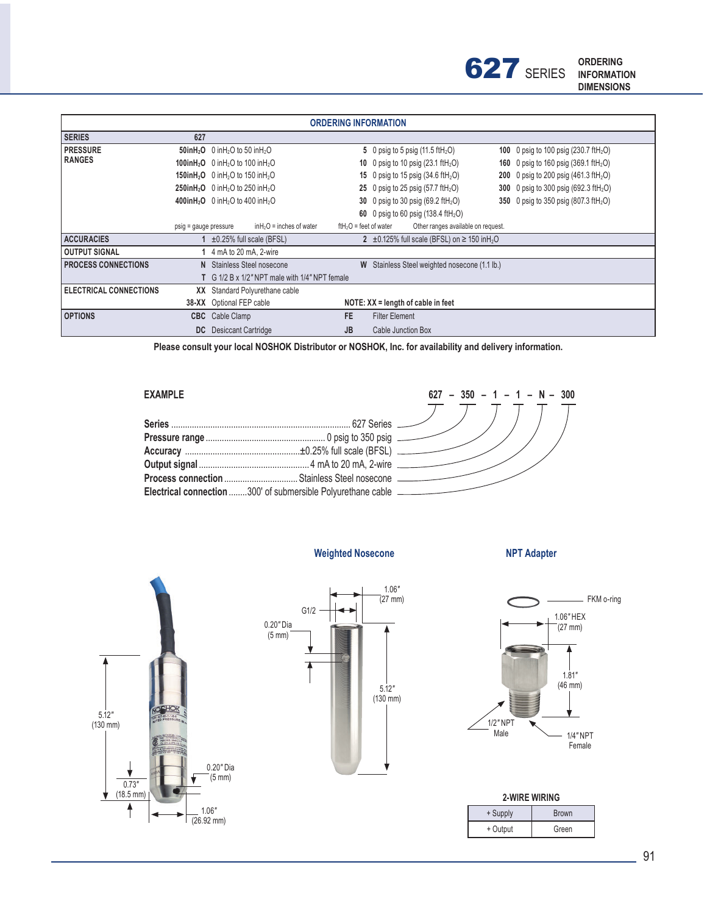# 627 SERIES

ORDERING INFORMATION
DIMENSIONS

## ORDERING INFORMATION

| | | | |
|---|---|---|---|
| **SERIES** | **627** | | |
| **PRESSURE RANGES** | **50inH$_2$O** 0 inH$_2$O to 50 inH$_2$O | **5** 0 psig to 5 psig (11.5 ftH$_2$O) | **100** 0 psig to 100 psig (230.7 ftH$_2$O) |
| | **100inH$_2$O** 0 inH$_2$O to 100 inH$_2$O | **10** 0 psig to 10 psig (23.1 ftH$_2$O) | **160** 0 psig to 160 psig (369.1 ftH$_2$O) |
| | **150inH$_2$O** 0 inH$_2$O to 150 inH$_2$O | **15** 0 psig to 15 psig (34.6 ftH$_2$O) | **200** 0 psig to 200 psig (461.3 ftH$_2$O) |
| | **250inH$_2$O** 0 inH$_2$O to 250 inH$_2$O | **25** 0 psig to 25 psig (57.7 ftH$_2$O) | **300** 0 psig to 300 psig (692.3 ftH$_2$O) |
| | **400inH$_2$O** 0 inH$_2$O to 400 inH$_2$O | **30** 0 psig to 30 psig (69.2 ftH$_2$O) | **350** 0 psig to 350 psig (807.3 ftH$_2$O) |
| | | **60** 0 psig to 60 psig (138.4 ftH$_2$O) | |
| | psig = gauge pressure; inH$_2$O = inches of water | ftH$_2$O = feet of water | Other ranges available on request. |
| **ACCURACIES** | **1** ±0.25% full scale (BFSL) | **2** ±0.125% full scale (BFSL) on ≥ 150 inH$_2$O | |
| **OUTPUT SIGNAL** | **1** 4 mA to 20 mA, 2-wire | | |
| **PROCESS CONNECTIONS** | **N** Stainless Steel nosecone | **W** Stainless Steel weighted nosecone (1.1 lb.) | |
| | **T** G 1/2 B x 1/2″ NPT male with 1/4″ NPT female | | |
| **ELECTRICAL CONNECTIONS** | **XX** Standard Polyurethane cable | | |
| | **38-XX** Optional FEP cable | **NOTE: XX = length of cable in feet** | |
| **OPTIONS** | **CBC** Cable Clamp | **FE** Filter Element | |
| | **DC** Desiccant Cartridge | **JB** Cable Junction Box | |

**Please consult your local NOSHOK Distributor or NOSHOK, Inc. for availability and delivery information.**

## EXAMPLE

**627 – 350 – 1 – 1 – N – 300**

- **Series** ........ 627 Series
- **Pressure range** ........ 0 psig to 350 psig
- **Accuracy** ........ ±0.25% full scale (BFSL)
- **Output signal** ........ 4 mA to 20 mA, 2-wire
- **Process connection** ........ Stainless Steel nosecone
- **Electrical connection** ........ 300' of submersible Polyurethane cable

5.12″ (130 mm)
0.73″ (18.5 mm)
0.20″ Dia (5 mm)
1.06″ (26.92 mm)

### Weighted Nosecone

1.06″ (27 mm)
G1/2
0.20″ Dia (5 mm)
5.12″ (130 mm)

### NPT Adapter

FKM o-ring
1.06″ HEX (27 mm)
1.81″ (46 mm)
1/2″ NPT Male
1/4″ NPT Female

### 2-WIRE WIRING

| | |
|---|---|
| + Supply | Brown |
| + Output | Green |